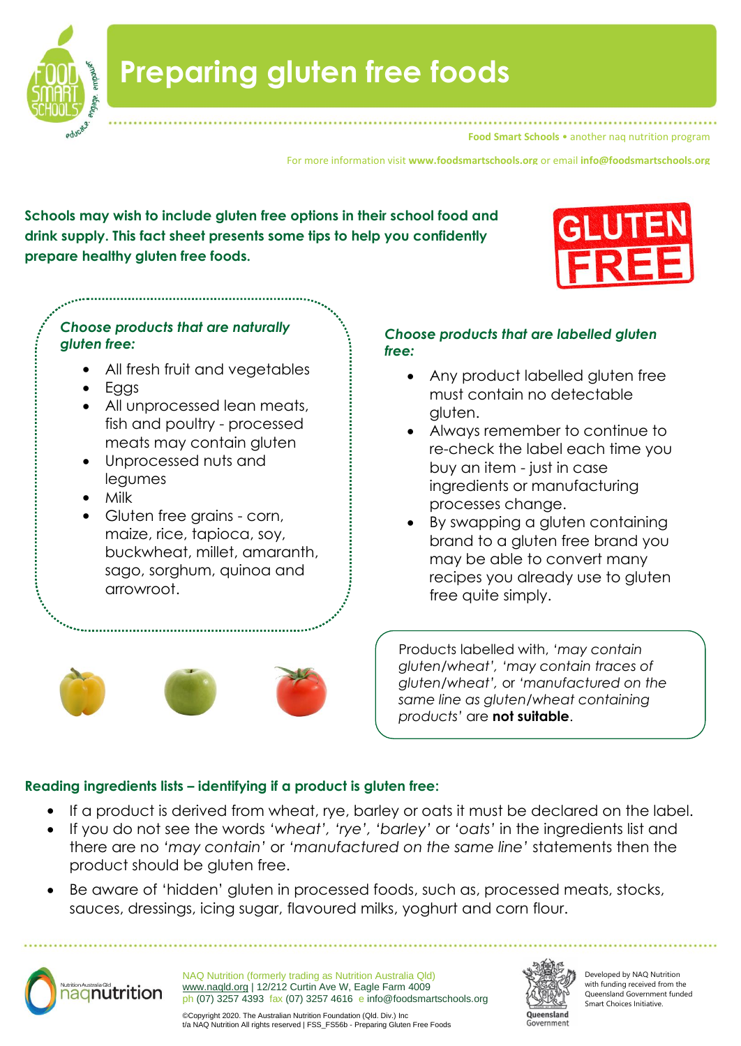# Preparing gluten free foods

**Food Smart Schools** • another naq nutrition program

For more information visit **www.foodsmartschools.org** or email **info@foodsmartschools.org**

**Schools may wish to include gluten free options in their school food and drink supply. This fact sheet presents some tips to help you confidently prepare healthy gluten free foods.**

### *Choose products that are naturally gluten free:*

- All fresh fruit and vegetables
- Eggs
- All unprocessed lean meats, fish and poultry - processed meats may contain gluten
- Unprocessed nuts and legumes
- Milk
- Gluten free grains - corn, maize, rice, tapioca, soy, buckwheat, millet, amaranth, sago, sorghum, quinoa and arrowroot.

### *Choose products that are labelled gluten free:*

- Any product labelled gluten free must contain no detectable gluten.
- Always remember to continue to re-check the label each time you buy an item - just in case ingredients or manufacturing processes change.
- By swapping a gluten containing brand to a gluten free brand you may be able to convert many recipes you already use to gluten free quite simply.

Products labelled with, *'may contain gluten/wheat', 'may contain traces of gluten/wheat',* or *'manufactured on the same line as gluten/wheat containing products'* are **not suitable**.

### Reading ingredients lists – identifying if a product is gluten free:

- If a product is derived from wheat, rye, barley or oats it must be declared on the label.
- If you do not see the words *'wheat', 'rye', 'barley'* or *'oats'* in the ingredients list and there are no *'may contain'* or *'manufactured on the same line'* statements then the product should be gluten free.
- Be aware of 'hidden' gluten in processed foods, such as, processed meats, stocks, sauces, dressings, icing sugar, flavoured milks, yoghurt and corn flour.

NAQ Nutrition (formerly trading as Nutrition Australia Qld)
www.naqld.org | 12/212 Curtin Ave W, Eagle Farm 4009
ph (07) 3257 4393 fax (07) 3257 4616 e info@foodsmartschools.org

©Copyright 2020. The Australian Nutrition Foundation (Qld. Div.) Inc t/a NAQ Nutrition All rights reserved | FSS_FS56b - Preparing Gluten Free Foods

Developed by NAQ Nutrition with funding received from the Queensland Government funded Smart Choices Initiative.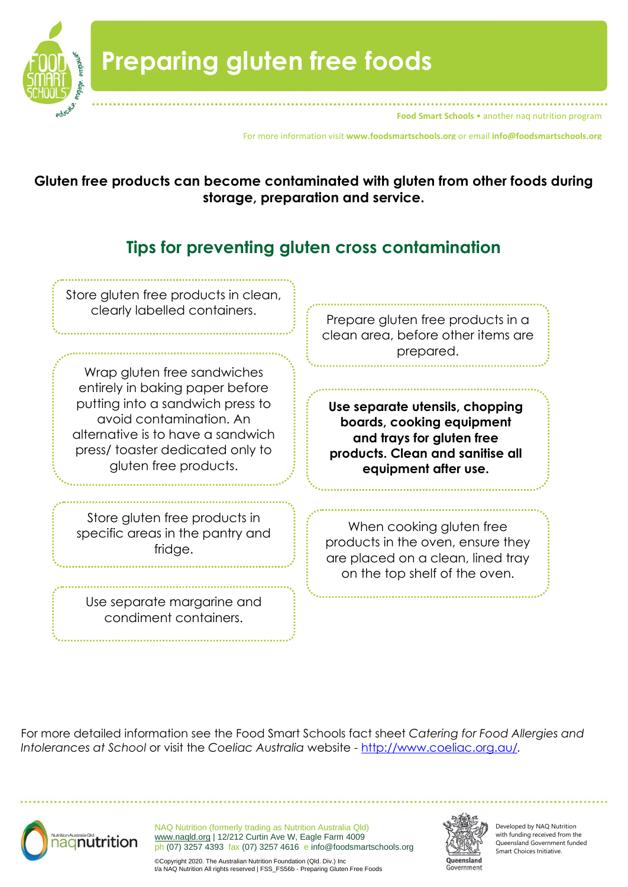# Preparing gluten free foods

Food Smart Schools • another naq nutrition program

For more information visit **www.foodsmartschools.org** or email **info@foodsmartschools.org**

**Gluten free products can become contaminated with gluten from other foods during storage, preparation and service.**

## Tips for preventing gluten cross contamination

Store gluten free products in clean, clearly labelled containers.

Wrap gluten free sandwiches entirely in baking paper before putting into a sandwich press to avoid contamination. An alternative is to have a sandwich press/ toaster dedicated only to gluten free products.

Store gluten free products in specific areas in the pantry and fridge.

Use separate margarine and condiment containers.

Prepare gluten free products in a clean area, before other items are prepared.

**Use separate utensils, chopping boards, cooking equipment and trays for gluten free products. Clean and sanitise all equipment after use.**

When cooking gluten free products in the oven, ensure they are placed on a clean, lined tray on the top shelf of the oven.

For more detailed information see the Food Smart Schools fact sheet *Catering for Food Allergies and Intolerances at School* or visit the *Coeliac Australia* website - http://www.coeliac.org.au/.

NAQ Nutrition (formerly trading as Nutrition Australia Qld)
www.naqld.org | 12/212 Curtin Ave W, Eagle Farm 4009
ph (07) 3257 4393 fax (07) 3257 4616 e info@foodsmartschools.org

©Copyright 2020. The Australian Nutrition Foundation (Qld. Div.) Inc t/a NAQ Nutrition All rights reserved | FSS_FS56b - Preparing Gluten Free Foods

Developed by NAQ Nutrition with funding received from the Queensland Government funded Smart Choices Initiative.